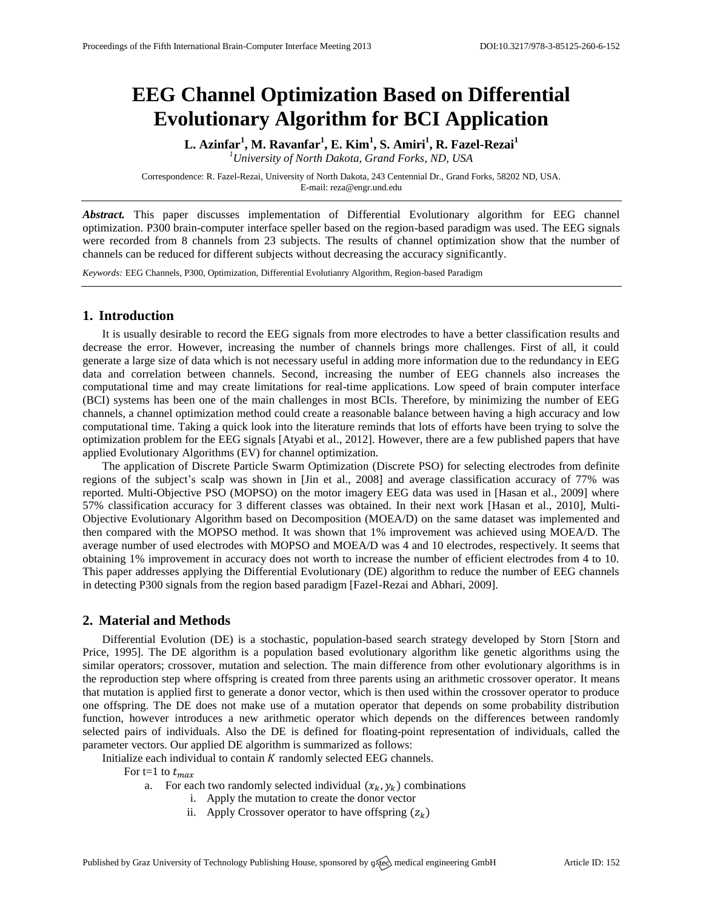# EEG Channel Optimization Based on Differential Evolutionary Algorithm for BCI Application

**L. Azinfar[1], M. Ravanfar[1], E. Kim[1], S. Amiri[1], R. Fazel-Rezai[1]**

[1] *University of North Dakota, Grand Forks, ND, USA*

Correspondence: R. Fazel-Rezai, University of North Dakota, 243 Centennial Dr., Grand Forks, 58202 ND, USA.
E-mail: reza@engr.und.edu

***Abstract.*** This paper discusses implementation of Differential Evolutionary algorithm for EEG channel optimization. P300 brain-computer interface speller based on the region-based paradigm was used. The EEG signals were recorded from 8 channels from 23 subjects. The results of channel optimization show that the number of channels can be reduced for different subjects without decreasing the accuracy significantly.

*Keywords:* EEG Channels, P300, Optimization, Differential Evolutianry Algorithm, Region-based Paradigm

## 1. Introduction

It is usually desirable to record the EEG signals from more electrodes to have a better classification results and decrease the error. However, increasing the number of channels brings more challenges. First of all, it could generate a large size of data which is not necessary useful in adding more information due to the redundancy in EEG data and correlation between channels. Second, increasing the number of EEG channels also increases the computational time and may create limitations for real-time applications. Low speed of brain computer interface (BCI) systems has been one of the main challenges in most BCIs. Therefore, by minimizing the number of EEG channels, a channel optimization method could create a reasonable balance between having a high accuracy and low computational time. Taking a quick look into the literature reminds that lots of efforts have been trying to solve the optimization problem for the EEG signals [Atyabi et al., 2012]. However, there are a few published papers that have applied Evolutionary Algorithms (EV) for channel optimization.

The application of Discrete Particle Swarm Optimization (Discrete PSO) for selecting electrodes from definite regions of the subject's scalp was shown in [Jin et al., 2008] and average classification accuracy of 77% was reported. Multi-Objective PSO (MOPSO) on the motor imagery EEG data was used in [Hasan et al., 2009] where 57% classification accuracy for 3 different classes was obtained. In their next work [Hasan et al., 2010], Multi-Objective Evolutionary Algorithm based on Decomposition (MOEA/D) on the same dataset was implemented and then compared with the MOPSO method. It was shown that 1% improvement was achieved using MOEA/D. The average number of used electrodes with MOPSO and MOEA/D was 4 and 10 electrodes, respectively. It seems that obtaining 1% improvement in accuracy does not worth to increase the number of efficient electrodes from 4 to 10. This paper addresses applying the Differential Evolutionary (DE) algorithm to reduce the number of EEG channels in detecting P300 signals from the region based paradigm [Fazel-Rezai and Abhari, 2009].

## 2. Material and Methods

Differential Evolution (DE) is a stochastic, population-based search strategy developed by Storn [Storn and Price, 1995]. The DE algorithm is a population based evolutionary algorithm like genetic algorithms using the similar operators; crossover, mutation and selection. The main difference from other evolutionary algorithms is in the reproduction step where offspring is created from three parents using an arithmetic crossover operator. It means that mutation is applied first to generate a donor vector, which is then used within the crossover operator to produce one offspring. The DE does not make use of a mutation operator that depends on some probability distribution function, however introduces a new arithmetic operator which depends on the differences between randomly selected pairs of individuals. Also the DE is defined for floating-point representation of individuals, called the parameter vectors. Our applied DE algorithm is summarized as follows:

Initialize each individual to contain $K$ randomly selected EEG channels.

For t=1 to $t_{max}$

a. For each two randomly selected individual $(x_k, y_k)$ combinations
    i. Apply the mutation to create the donor vector
    ii. Apply Crossover operator to have offspring $(z_k)$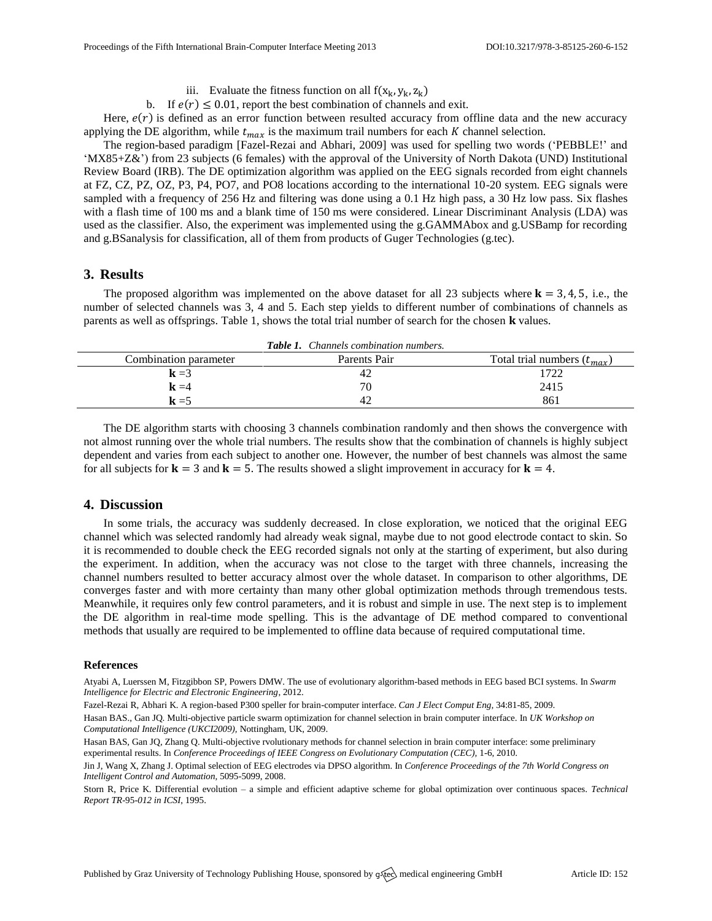iii. Evaluate the fitness function on all $f(x_k, y_k, z_k)$

b. If $e(r) \leq 0.01$, report the best combination of channels and exit.

Here, $e(r)$ is defined as an error function between resulted accuracy from offline data and the new accuracy applying the DE algorithm, while $t_{max}$ is the maximum trail numbers for each $K$ channel selection.

The region-based paradigm [Fazel-Rezai and Abhari, 2009] was used for spelling two words ('PEBBLE!' and 'MX85+Z&') from 23 subjects (6 females) with the approval of the University of North Dakota (UND) Institutional Review Board (IRB). The DE optimization algorithm was applied on the EEG signals recorded from eight channels at FZ, CZ, PZ, OZ, P3, P4, PO7, and PO8 locations according to the international 10-20 system. EEG signals were sampled with a frequency of 256 Hz and filtering was done using a 0.1 Hz high pass, a 30 Hz low pass. Six flashes with a flash time of 100 ms and a blank time of 150 ms were considered. Linear Discriminant Analysis (LDA) was used as the classifier. Also, the experiment was implemented using the g.GAMMAbox and g.USBamp for recording and g.BSanalysis for classification, all of them from products of Guger Technologies (g.tec).

## 3. Results

The proposed algorithm was implemented on the above dataset for all 23 subjects where $\mathbf{k} = 3, 4, 5$, i.e., the number of selected channels was 3, 4 and 5. Each step yields to different number of combinations of channels as parents as well as offsprings. Table 1, shows the total trial number of search for the chosen **k** values.

***Table 1.*** *Channels combination numbers.*

| Combination parameter | Parents Pair | Total trial numbers ($t_{max}$) |
|---|---|---|
| $\mathbf{k}$ =3 | 42 | 1722 |
| $\mathbf{k}$ =4 | 70 | 2415 |
| $\mathbf{k}$ =5 | 42 | 861 |

The DE algorithm starts with choosing 3 channels combination randomly and then shows the convergence with not almost running over the whole trial numbers. The results show that the combination of channels is highly subject dependent and varies from each subject to another one. However, the number of best channels was almost the same for all subjects for $\mathbf{k} = 3$ and $\mathbf{k} = 5$. The results showed a slight improvement in accuracy for $\mathbf{k} = 4$.

## 4. Discussion

In some trials, the accuracy was suddenly decreased. In close exploration, we noticed that the original EEG channel which was selected randomly had already weak signal, maybe due to not good electrode contact to skin. So it is recommended to double check the EEG recorded signals not only at the starting of experiment, but also during the experiment. In addition, when the accuracy was not close to the target with three channels, increasing the channel numbers resulted to better accuracy almost over the whole dataset. In comparison to other algorithms, DE converges faster and with more certainty than many other global optimization methods through tremendous tests. Meanwhile, it requires only few control parameters, and it is robust and simple in use. The next step is to implement the DE algorithm in real-time mode spelling. This is the advantage of DE method compared to conventional methods that usually are required to be implemented to offline data because of required computational time.

### References

Atyabi A, Luerssen M, Fitzgibbon SP, Powers DMW. The use of evolutionary algorithm-based methods in EEG based BCI systems. In *Swarm Intelligence for Electric and Electronic Engineering*, 2012.

Fazel-Rezai R, Abhari K. A region-based P300 speller for brain-computer interface. *Can J Elect Comput Eng*, 34:81-85, 2009.

Hasan BAS., Gan JQ. Multi-objective particle swarm optimization for channel selection in brain computer interface. In *UK Workshop on Computational Intelligence (UKCI2009)*, Nottingham, UK, 2009.

Hasan BAS, Gan JQ, Zhang Q. Multi-objective rvolutionary methods for channel selection in brain computer interface: some preliminary experimental results. In *Conference Proceedings of IEEE Congress on Evolutionary Computation (CEC)*, 1-6, 2010.

Jin J, Wang X, Zhang J. Optimal selection of EEG electrodes via DPSO algorithm. In *Conference Proceedings of the 7th World Congress on Intelligent Control and Automation*, 5095-5099, 2008.

Storn R, Price K. Differential evolution – a simple and efficient adaptive scheme for global optimization over continuous spaces. *Technical Report TR-95-012 in ICSI*, 1995.